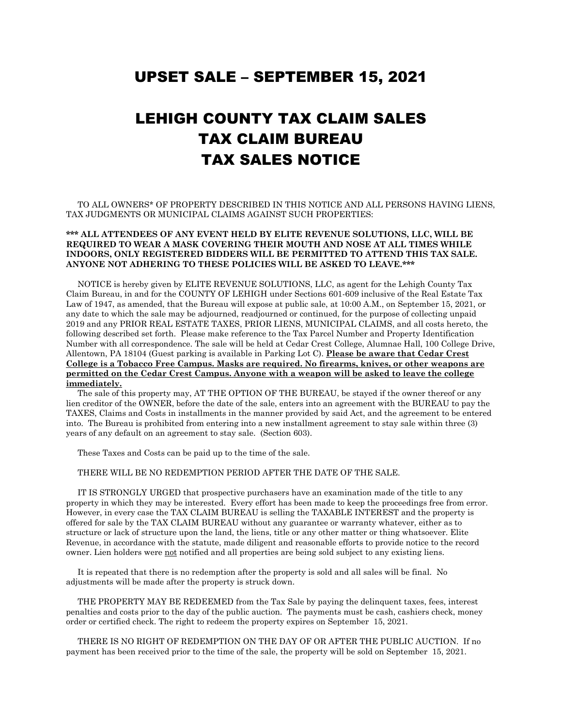# UPSET SALE – SEPTEMBER 15, 2021

# LEHIGH COUNTY TAX CLAIM SALES
# TAX CLAIM BUREAU
# TAX SALES NOTICE

TO ALL OWNERS* OF PROPERTY DESCRIBED IN THIS NOTICE AND ALL PERSONS HAVING LIENS, TAX JUDGMENTS OR MUNICIPAL CLAIMS AGAINST SUCH PROPERTIES:

**\*\*\* ALL ATTENDEES OF ANY EVENT HELD BY ELITE REVENUE SOLUTIONS, LLC, WILL BE REQUIRED TO WEAR A MASK COVERING THEIR MOUTH AND NOSE AT ALL TIMES WHILE INDOORS, ONLY REGISTERED BIDDERS WILL BE PERMITTED TO ATTEND THIS TAX SALE. ANYONE NOT ADHERING TO THESE POLICIES WILL BE ASKED TO LEAVE.\*\*\***

NOTICE is hereby given by ELITE REVENUE SOLUTIONS, LLC, as agent for the Lehigh County Tax Claim Bureau, in and for the COUNTY OF LEHIGH under Sections 601-609 inclusive of the Real Estate Tax Law of 1947, as amended, that the Bureau will expose at public sale, at 10:00 A.M., on September 15, 2021, or any date to which the sale may be adjourned, readjourned or continued, for the purpose of collecting unpaid 2019 and any PRIOR REAL ESTATE TAXES, PRIOR LIENS, MUNICIPAL CLAIMS, and all costs hereto, the following described set forth. Please make reference to the Tax Parcel Number and Property Identification Number with all correspondence. The sale will be held at Cedar Crest College, Alumnae Hall, 100 College Drive, Allentown, PA 18104 (Guest parking is available in Parking Lot C). **Please be aware that Cedar Crest College is a Tobacco Free Campus. Masks are required. No firearms, knives, or other weapons are permitted on the Cedar Crest Campus. Anyone with a weapon will be asked to leave the college immediately.**

The sale of this property may, AT THE OPTION OF THE BUREAU, be stayed if the owner thereof or any lien creditor of the OWNER, before the date of the sale, enters into an agreement with the BUREAU to pay the TAXES, Claims and Costs in installments in the manner provided by said Act, and the agreement to be entered into. The Bureau is prohibited from entering into a new installment agreement to stay sale within three (3) years of any default on an agreement to stay sale. (Section 603).

These Taxes and Costs can be paid up to the time of the sale.

THERE WILL BE NO REDEMPTION PERIOD AFTER THE DATE OF THE SALE.

IT IS STRONGLY URGED that prospective purchasers have an examination made of the title to any property in which they may be interested. Every effort has been made to keep the proceedings free from error. However, in every case the TAX CLAIM BUREAU is selling the TAXABLE INTEREST and the property is offered for sale by the TAX CLAIM BUREAU without any guarantee or warranty whatever, either as to structure or lack of structure upon the land, the liens, title or any other matter or thing whatsoever. Elite Revenue, in accordance with the statute, made diligent and reasonable efforts to provide notice to the record owner. Lien holders were not notified and all properties are being sold subject to any existing liens.

It is repeated that there is no redemption after the property is sold and all sales will be final. No adjustments will be made after the property is struck down.

THE PROPERTY MAY BE REDEEMED from the Tax Sale by paying the delinquent taxes, fees, interest penalties and costs prior to the day of the public auction. The payments must be cash, cashiers check, money order or certified check. The right to redeem the property expires on September 15, 2021.

THERE IS NO RIGHT OF REDEMPTION ON THE DAY OF OR AFTER THE PUBLIC AUCTION. If no payment has been received prior to the time of the sale, the property will be sold on September 15, 2021.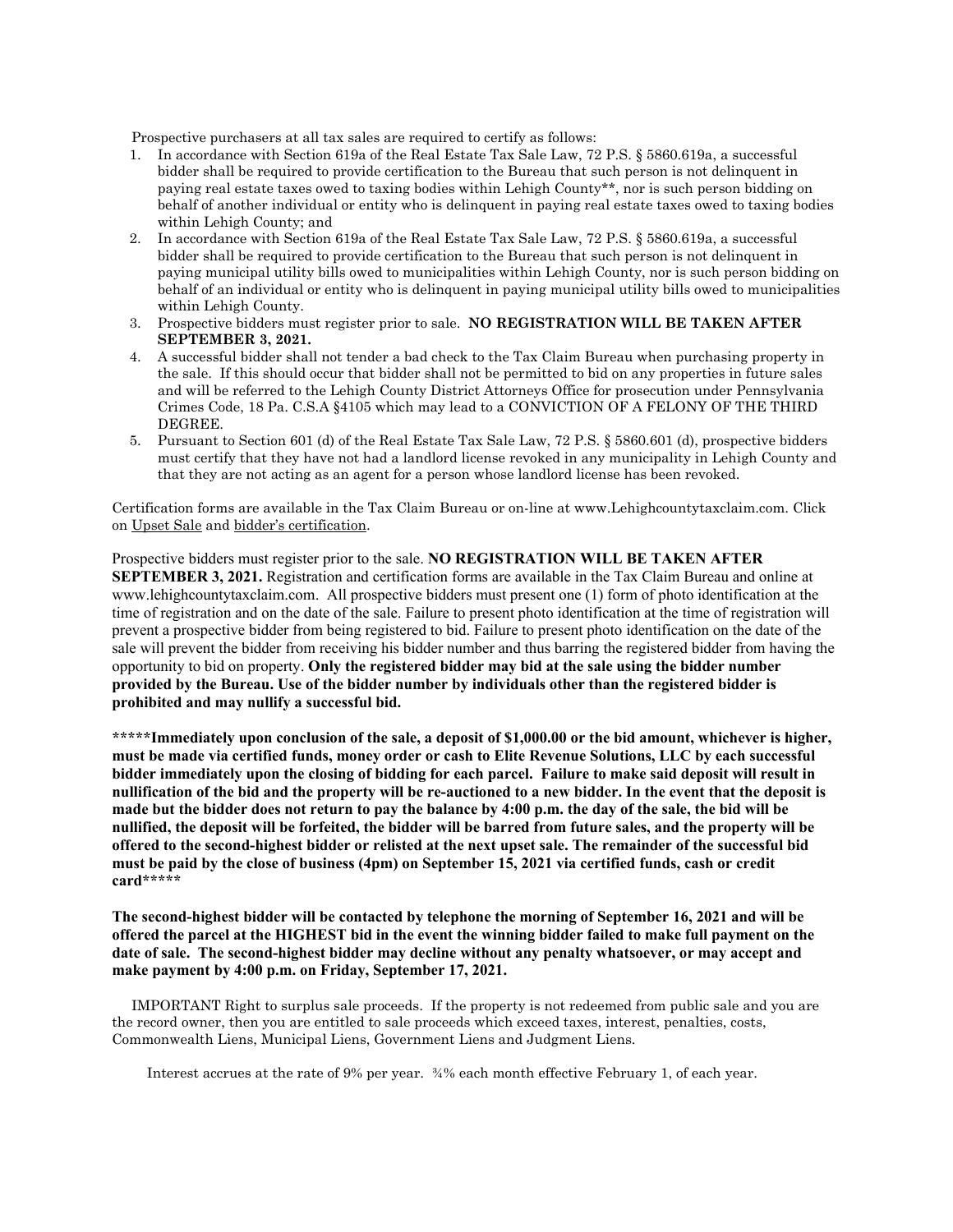Prospective purchasers at all tax sales are required to certify as follows:

1. In accordance with Section 619a of the Real Estate Tax Sale Law, 72 P.S. § 5860.619a, a successful bidder shall be required to provide certification to the Bureau that such person is not delinquent in paying real estate taxes owed to taxing bodies within Lehigh County**, nor is such person bidding on behalf of another individual or entity who is delinquent in paying real estate taxes owed to taxing bodies within Lehigh County; and
2. In accordance with Section 619a of the Real Estate Tax Sale Law, 72 P.S. § 5860.619a, a successful bidder shall be required to provide certification to the Bureau that such person is not delinquent in paying municipal utility bills owed to municipalities within Lehigh County, nor is such person bidding on behalf of an individual or entity who is delinquent in paying municipal utility bills owed to municipalities within Lehigh County.
3. Prospective bidders must register prior to sale. **NO REGISTRATION WILL BE TAKEN AFTER SEPTEMBER 3, 2021.**
4. A successful bidder shall not tender a bad check to the Tax Claim Bureau when purchasing property in the sale. If this should occur that bidder shall not be permitted to bid on any properties in future sales and will be referred to the Lehigh County District Attorneys Office for prosecution under Pennsylvania Crimes Code, 18 Pa. C.S.A §4105 which may lead to a CONVICTION OF A FELONY OF THE THIRD DEGREE.
5. Pursuant to Section 601 (d) of the Real Estate Tax Sale Law, 72 P.S. § 5860.601 (d), prospective bidders must certify that they have not had a landlord license revoked in any municipality in Lehigh County and that they are not acting as an agent for a person whose landlord license has been revoked.

Certification forms are available in the Tax Claim Bureau or on-line at www.Lehighcountytaxclaim.com. Click on Upset Sale and bidder's certification.

Prospective bidders must register prior to the sale. **NO REGISTRATION WILL BE TAKEN AFTER SEPTEMBER 3, 2021.** Registration and certification forms are available in the Tax Claim Bureau and online at www.lehighcountytaxclaim.com. All prospective bidders must present one (1) form of photo identification at the time of registration and on the date of the sale. Failure to present photo identification at the time of registration will prevent a prospective bidder from being registered to bid. Failure to present photo identification on the date of the sale will prevent the bidder from receiving his bidder number and thus barring the registered bidder from having the opportunity to bid on property. **Only the registered bidder may bid at the sale using the bidder number provided by the Bureau. Use of the bidder number by individuals other than the registered bidder is prohibited and may nullify a successful bid.**

**\*\*\*\*\*Immediately upon conclusion of the sale, a deposit of $1,000.00 or the bid amount, whichever is higher, must be made via certified funds, money order or cash to Elite Revenue Solutions, LLC by each successful bidder immediately upon the closing of bidding for each parcel. Failure to make said deposit will result in nullification of the bid and the property will be re-auctioned to a new bidder. In the event that the deposit is made but the bidder does not return to pay the balance by 4:00 p.m. the day of the sale, the bid will be nullified, the deposit will be forfeited, the bidder will be barred from future sales, and the property will be offered to the second-highest bidder or relisted at the next upset sale. The remainder of the successful bid must be paid by the close of business (4pm) on September 15, 2021 via certified funds, cash or credit card\*\*\*\*\***

**The second-highest bidder will be contacted by telephone the morning of September 16, 2021 and will be offered the parcel at the HIGHEST bid in the event the winning bidder failed to make full payment on the date of sale. The second-highest bidder may decline without any penalty whatsoever, or may accept and make payment by 4:00 p.m. on Friday, September 17, 2021.**

IMPORTANT Right to surplus sale proceeds. If the property is not redeemed from public sale and you are the record owner, then you are entitled to sale proceeds which exceed taxes, interest, penalties, costs, Commonwealth Liens, Municipal Liens, Government Liens and Judgment Liens.

Interest accrues at the rate of 9% per year. ¾% each month effective February 1, of each year.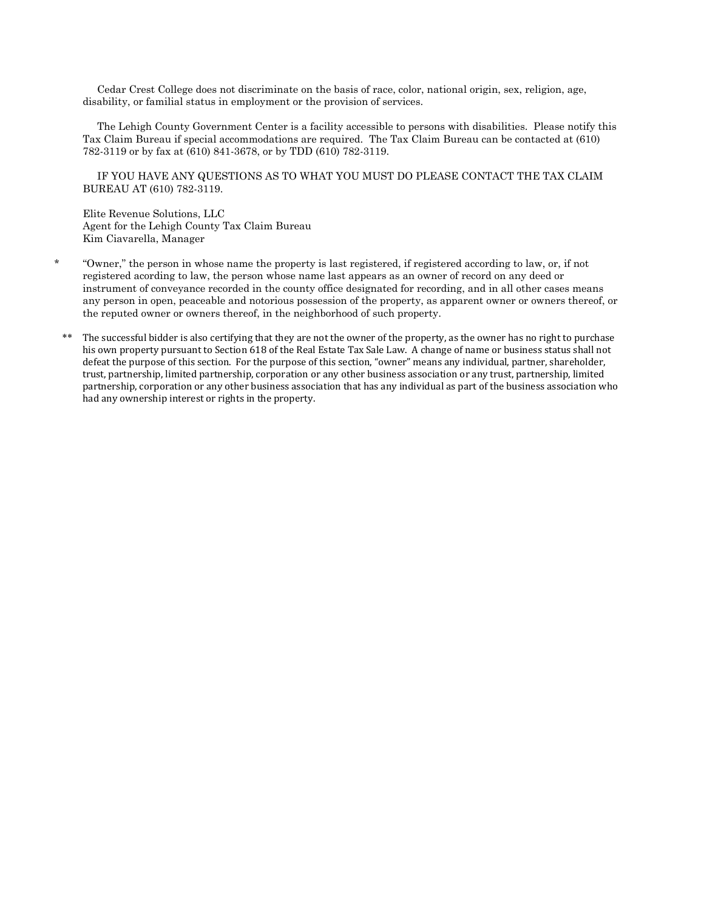Cedar Crest College does not discriminate on the basis of race, color, national origin, sex, religion, age, disability, or familial status in employment or the provision of services.

The Lehigh County Government Center is a facility accessible to persons with disabilities. Please notify this Tax Claim Bureau if special accommodations are required. The Tax Claim Bureau can be contacted at (610) 782-3119 or by fax at (610) 841-3678, or by TDD (610) 782-3119.

IF YOU HAVE ANY QUESTIONS AS TO WHAT YOU MUST DO PLEASE CONTACT THE TAX CLAIM BUREAU AT (610) 782-3119.

Elite Revenue Solutions, LLC
Agent for the Lehigh County Tax Claim Bureau
Kim Ciavarella, Manager

\* "Owner," the person in whose name the property is last registered, if registered according to law, or, if not registered acording to law, the person whose name last appears as an owner of record on any deed or instrument of conveyance recorded in the county office designated for recording, and in all other cases means any person in open, peaceable and notorious possession of the property, as apparent owner or owners thereof, or the reputed owner or owners thereof, in the neighborhood of such property.

\*\* The successful bidder is also certifying that they are not the owner of the property, as the owner has no right to purchase his own property pursuant to Section 618 of the Real Estate Tax Sale Law. A change of name or business status shall not defeat the purpose of this section. For the purpose of this section, "owner" means any individual, partner, shareholder, trust, partnership, limited partnership, corporation or any other business association or any trust, partnership, limited partnership, corporation or any other business association that has any individual as part of the business association who had any ownership interest or rights in the property.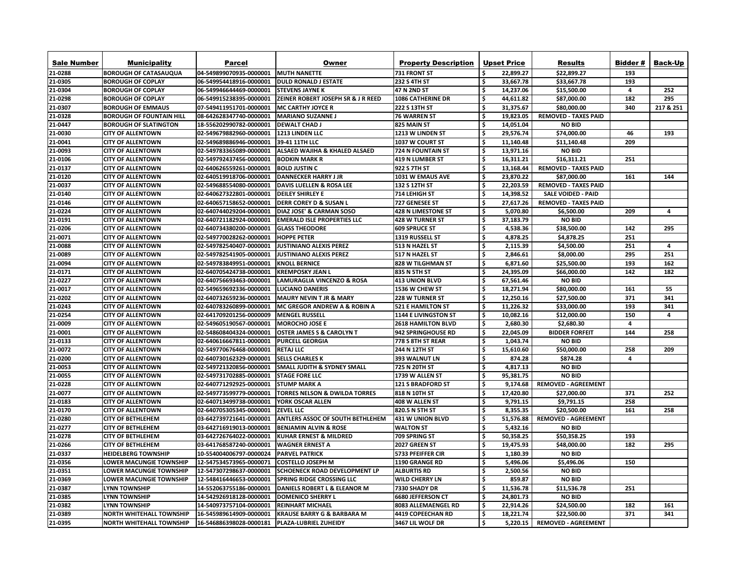| Sale Number | Municipality | Parcel | Owner | Property Description | Upset Price | Results | Bidder # | Back-Up |
|---|---|---|---|---|---|---|---|---|
| 21-0288 | BOROUGH OF CATASAUQUA | 04-549899070935-0000001 | MUTH NANETTE | 731 FRONT ST | $ 22,899.27 | $22,899.27 | 193 | |
| 21-0305 | BOROUGH OF COPLAY | 06-549954418916-0000001 | DULD RONALD J ESTATE | 232 S 4TH ST | $ 33,667.78 | $33,667.78 | 193 | |
| 21-0304 | BOROUGH OF COPLAY | 06-549946644469-0000001 | STEVENS JAYNE K | 47 N 2ND ST | $ 14,237.06 | $15,500.00 | 4 | 252 |
| 21-0298 | BOROUGH OF COPLAY | 06-549915238395-0000001 | ZEINER ROBERT JOSEPH SR & J R REED | 1086 CATHERINE DR | $ 44,611.82 | $87,000.00 | 182 | 295 |
| 21-0307 | BOROUGH OF EMMAUS | 07-549411951701-0000001 | MC CARTHY JOYCE R | 222 S 13TH ST | $ 31,375.67 | $80,000.00 | 340 | 217 & 251 |
| 21-0328 | BOROUGH OF FOUNTAIN HILL | 08-642628347740-0000001 | MARIANO SUZANNE J | 76 WARREN ST | $ 19,823.05 | REMOVED - TAXES PAID | | |
| 21-0447 | BOROUGH OF SLATINGTON | 18-556202990782-0000001 | DEWALT CHAD J | 825 MAIN ST | $ 14,051.04 | NO BID | | |
| 21-0030 | CITY OF ALLENTOWN | 02-549679882960-0000001 | 1213 LINDEN LLC | 1213 W LINDEN ST | $ 29,576.74 | $74,000.00 | 46 | 193 |
| 21-0041 | CITY OF ALLENTOWN | 02-549689886946-0000001 | 39-41 11TH LLC | 1037 W COURT ST | $ 11,140.48 | $11,140.48 | 209 | |
| 21-0093 | CITY OF ALLENTOWN | 02-549783365089-0000001 | ALSAED WAJIHA & KHALED ALSAED | 724 N FOUNTAIN ST | $ 13,971.16 | NO BID | | |
| 21-0106 | CITY OF ALLENTOWN | 02-549792437456-0000001 | BODKIN MARK R | 419 N LUMBER ST | $ 16,311.21 | $16,311.21 | 251 | |
| 21-0137 | CITY OF ALLENTOWN | 02-640626559261-0000001 | BOLD JUSTIN C | 922 S 7TH ST | $ 13,168.44 | REMOVED - TAXES PAID | | |
| 21-0120 | CITY OF ALLENTOWN | 02-640519918706-0000001 | DANNECKER HARRY J JR | 1031 W EMAUS AVE | $ 23,870.22 | $87,000.00 | 161 | 144 |
| 21-0037 | CITY OF ALLENTOWN | 02-549688554080-0000001 | DAVIS LUELLEN & ROSA LEE | 132 S 12TH ST | $ 22,203.59 | REMOVED - TAXES PAID | | |
| 21-0140 | CITY OF ALLENTOWN | 02-640627322801-0000001 | DEILEY SHIRLEY E | 714 LEHIGH ST | $ 14,398.52 | SALE VOIDED - PAID | | |
| 21-0146 | CITY OF ALLENTOWN | 02-640657158652-0000001 | DERR COREY D & SUSAN L | 727 GENESEE ST | $ 27,617.26 | REMOVED - TAXES PAID | | |
| 21-0224 | CITY OF ALLENTOWN | 02-640744029204-0000001 | DIAZ JOSE' & CARMAN SOSO | 428 N LIMESTONE ST | $ 5,070.80 | $6,500.00 | 209 | 4 |
| 21-0191 | CITY OF ALLENTOWN | 02-640721182924-0000001 | EMERALD ISLE PROPERTIES LLC | 428 W TURNER ST | $ 37,183.79 | NO BID | | |
| 21-0206 | CITY OF ALLENTOWN | 02-640734380200-0000001 | GLASS THEODORE | 609 SPRUCE ST | $ 4,538.36 | $38,500.00 | 142 | 295 |
| 21-0071 | CITY OF ALLENTOWN | 02-549770028262-0000001 | HOPPE PETER | 1319 RUSSELL ST | $ 4,878.25 | $4,878.25 | 251 | |
| 21-0088 | CITY OF ALLENTOWN | 02-549782540407-0000001 | JUSTINIANO ALEXIS PEREZ | 513 N HAZEL ST | $ 2,115.39 | $4,500.00 | 251 | 4 |
| 21-0089 | CITY OF ALLENTOWN | 02-549782541905-0000001 | JUSTINIANO ALEXIS PEREZ | 517 N HAZEL ST | $ 2,846.61 | $8,000.00 | 295 | 251 |
| 21-0094 | CITY OF ALLENTOWN | 02-549783849951-0000001 | KNOLL BERNICE | 828 W TILGHMAN ST | $ 6,871.60 | $25,500.00 | 193 | 162 |
| 21-0171 | CITY OF ALLENTOWN | 02-640705424738-0000001 | KREMPOSKY JEAN L | 835 N 5TH ST | $ 24,395.09 | $66,000.00 | 142 | 182 |
| 21-0227 | CITY OF ALLENTOWN | 02-640756693463-0000001 | LAMURAGLIA VINCENZO & ROSA | 413 UNION BLVD | $ 67,561.46 | NO BID | | |
| 21-0017 | CITY OF ALLENTOWN | 02-549659692336-0000001 | LUCIANO DANERIS | 1536 W CHEW ST | $ 18,271.94 | $80,000.00 | 161 | 55 |
| 21-0202 | CITY OF ALLENTOWN | 02-640732659236-0000001 | MAURY NEVIN T JR & MARY | 228 W TURNER ST | $ 12,250.16 | $27,500.00 | 371 | 341 |
| 21-0243 | CITY OF ALLENTOWN | 02-640783260899-0000001 | MC GREGOR ANDREW A & ROBIN A | 521 E HAMILTON ST | $ 11,226.32 | $33,000.00 | 193 | 341 |
| 21-0254 | CITY OF ALLENTOWN | 02-641709201256-0000009 | MENGEL RUSSELL | 1144 E LIVINGSTON ST | $ 10,082.16 | $12,000.00 | 150 | 4 |
| 21-0009 | CITY OF ALLENTOWN | 02-549605190567-0000001 | MOROCHO JOSE E | 2618 HAMILTON BLVD | $ 2,680.30 | $2,680.30 | 4 | |
| 21-0001 | CITY OF ALLENTOWN | 02-548608404324-0000001 | OSTER JAMES S & CAROLYN T | 942 SPRINGHOUSE RD | $ 22,045.09 | BIDDER FORFEIT | 144 | 258 |
| 21-0133 | CITY OF ALLENTOWN | 02-640616667811-0000001 | PURCELL GEORGIA | 778 S 8TH ST REAR | $ 1,043.74 | NO BID | | |
| 21-0072 | CITY OF ALLENTOWN | 02-549770676468-0000001 | RETAJ LLC | 244 N 12TH ST | $ 15,610.60 | $50,000.00 | 258 | 209 |
| 21-0200 | CITY OF ALLENTOWN | 02-640730162329-0000001 | SELLS CHARLES K | 393 WALNUT LN | $ 874.28 | $874.28 | 4 | |
| 21-0053 | CITY OF ALLENTOWN | 02-549721320856-0000001 | SMALL JUDITH & SYDNEY SMALL | 725 N 20TH ST | $ 4,817.13 | NO BID | | |
| 21-0055 | CITY OF ALLENTOWN | 02-549731702885-0000001 | STAGE FORE LLC | 1739 W ALLEN ST | $ 95,381.75 | NO BID | | |
| 21-0228 | CITY OF ALLENTOWN | 02-640771292925-0000001 | STUMP MARK A | 121 S BRADFORD ST | $ 9,174.68 | REMOVED - AGREEMENT | | |
| 21-0077 | CITY OF ALLENTOWN | 02-549773599779-0000001 | TORRES NELSON & DWILDA TORRES | 818 N 10TH ST | $ 17,420.80 | $27,000.00 | 371 | 252 |
| 21-0183 | CITY OF ALLENTOWN | 02-640713499738-0000001 | YORK OSCAR ALLEN | 408 W ALLEN ST | $ 9,791.15 | $9,791.15 | 258 | |
| 21-0170 | CITY OF ALLENTOWN | 02-640705305345-0000001 | ZEVEL LLC | 820.5 N 5TH ST | $ 8,355.35 | $20,500.00 | 161 | 258 |
| 21-0280 | CITY OF BETHLEHEM | 03-642739721641-0000001 | ANTLERS ASSOC OF SOUTH BETHLEHEM | 431 W UNION BLVD | $ 51,576.88 | REMOVED - AGREEMENT | | |
| 21-0277 | CITY OF BETHLEHEM | 03-642716919013-0000001 | BENJAMIN ALVIN & ROSE | WALTON ST | $ 5,432.16 | NO BID | | |
| 21-0278 | CITY OF BETHLEHEM | 03-642726764022-0000001 | KUHAR ERNEST & MILDRED | 709 SPRING ST | $ 50,358.25 | $50,358.25 | 193 | |
| 21-0266 | CITY OF BETHLEHEM | 03-641768587240-0000001 | WAGNER ERNEST A | 2027 GREEN ST | $ 19,475.93 | $48,000.00 | 182 | 295 |
| 21-0337 | HEIDELBERG TOWNSHIP | 10-554004006797-0000024 | PARVEL PATRICK | 5733 PFEIFFER CIR | $ 1,180.39 | NO BID | | |
| 21-0356 | LOWER MACUNGIE TOWNSHIP | 12-547534573965-0000071 | COSTELLO JOSEPH M | 1190 GRANGE RD | $ 5,496.06 | $5,496.06 | 150 | |
| 21-0351 | LOWER MACUNGIE TOWNSHIP | 12-547307298637-0000001 | SCHOENECK ROAD DEVELOPMENT LP | ALBURTIS RD | $ 2,500.56 | NO BID | | |
| 21-0369 | LOWER MACUNGIE TOWNSHIP | 12-548416446653-0000001 | SPRING RIDGE CROSSING LLC | WILD CHERRY LN | $ 859.87 | NO BID | | |
| 21-0387 | LYNN TOWNSHIP | 14-552063755186-0000001 | DANIELS ROBERT L & ELEANOR M | 7330 SHADY DR | $ 11,536.78 | $11,536.78 | 251 | |
| 21-0385 | LYNN TOWNSHIP | 14-542926918128-0000001 | DOMENICO SHERRY L | 6680 JEFFERSON CT | $ 24,801.73 | NO BID | | |
| 21-0382 | LYNN TOWNSHIP | 14-540973757104-0000001 | REINHART MICHAEL | 8083 ALLEMAENGEL RD | $ 22,914.26 | $24,500.00 | 182 | 161 |
| 21-0389 | NORTH WHITEHALL TOWNSHIP | 16-545989614909-0000001 | KRAUSE BARRY G & BARBARA M | 4419 COPEECHAN RD | $ 18,221.74 | $22,500.00 | 371 | 341 |
| 21-0395 | NORTH WHITEHALL TOWNSHIP | 16-546886398028-0000181 | PLAZA-LUBRIEL ZUHEIDY | 3467 LIL WOLF DR | $ 5,220.15 | REMOVED - AGREEMENT | | |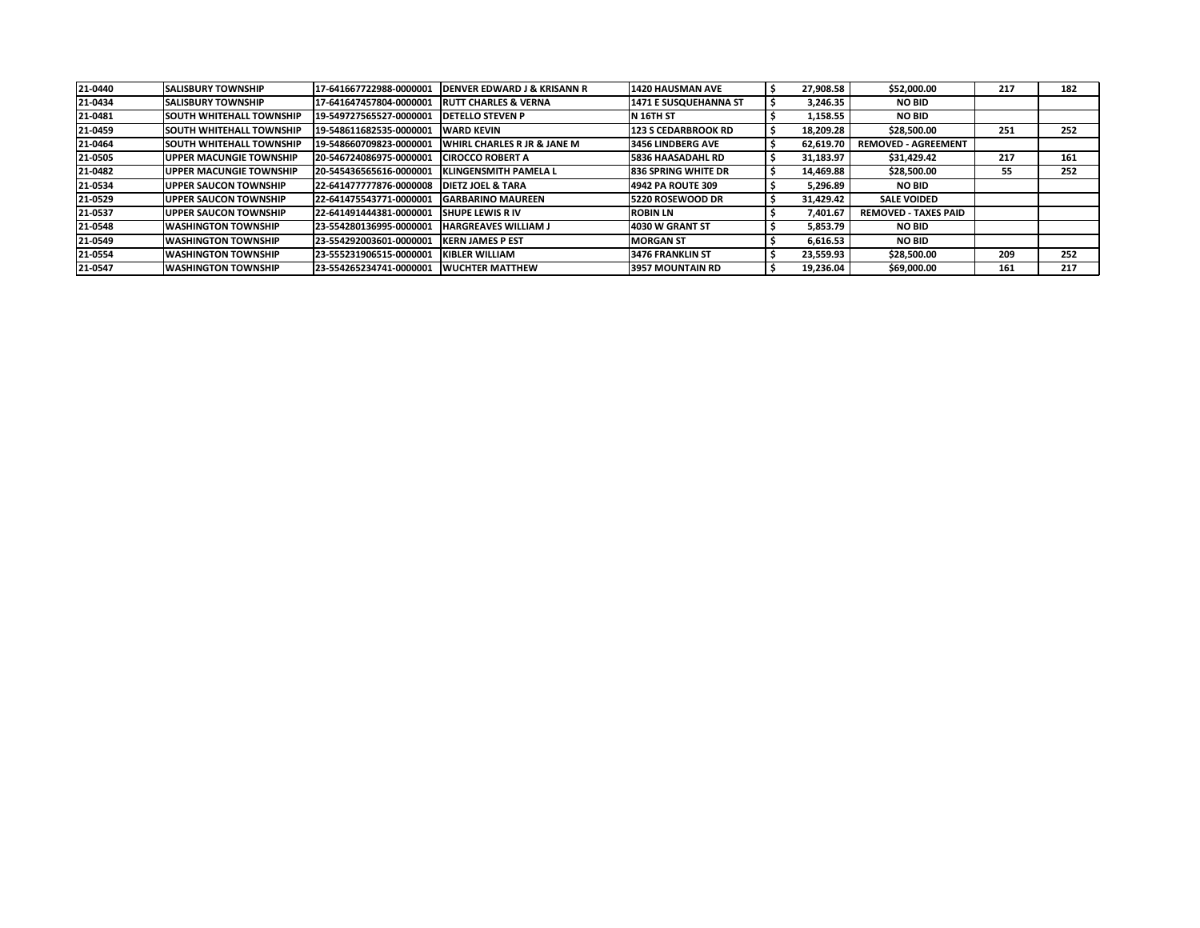| | | | | | | | | | |
|---|---|---|---|---|---|---|---|---|---|
| 21-0440 | SALISBURY TOWNSHIP | 17-641667722988-0000001 | DENVER EDWARD J & KRISANN R | 1420 HAUSMAN AVE | $ | 27,908.58 | $52,000.00 | 217 | 182 |
| 21-0434 | SALISBURY TOWNSHIP | 17-641647457804-0000001 | RUTT CHARLES & VERNA | 1471 E SUSQUEHANNA ST | $ | 3,246.35 | NO BID | | |
| 21-0481 | SOUTH WHITEHALL TOWNSHIP | 19-549727565527-0000001 | DETELLO STEVEN P | N 16TH ST | $ | 1,158.55 | NO BID | | |
| 21-0459 | SOUTH WHITEHALL TOWNSHIP | 19-548611682535-0000001 | WARD KEVIN | 123 S CEDARBROOK RD | $ | 18,209.28 | $28,500.00 | 251 | 252 |
| 21-0464 | SOUTH WHITEHALL TOWNSHIP | 19-548660709823-0000001 | WHIRL CHARLES R JR & JANE M | 3456 LINDBERG AVE | $ | 62,619.70 | REMOVED - AGREEMENT | | |
| 21-0505 | UPPER MACUNGIE TOWNSHIP | 20-546724086975-0000001 | CIROCCO ROBERT A | 5836 HAASADAHL RD | $ | 31,183.97 | $31,429.42 | 217 | 161 |
| 21-0482 | UPPER MACUNGIE TOWNSHIP | 20-545436565616-0000001 | KLINGENSMITH PAMELA L | 836 SPRING WHITE DR | $ | 14,469.88 | $28,500.00 | 55 | 252 |
| 21-0534 | UPPER SAUCON TOWNSHIP | 22-641477777876-0000008 | DIETZ JOEL & TARA | 4942 PA ROUTE 309 | $ | 5,296.89 | NO BID | | |
| 21-0529 | UPPER SAUCON TOWNSHIP | 22-641475543771-0000001 | GARBARINO MAUREEN | 5220 ROSEWOOD DR | $ | 31,429.42 | SALE VOIDED | | |
| 21-0537 | UPPER SAUCON TOWNSHIP | 22-641491444381-0000001 | SHUPE LEWIS R IV | ROBIN LN | $ | 7,401.67 | REMOVED - TAXES PAID | | |
| 21-0548 | WASHINGTON TOWNSHIP | 23-554280136995-0000001 | HARGREAVES WILLIAM J | 4030 W GRANT ST | $ | 5,853.79 | NO BID | | |
| 21-0549 | WASHINGTON TOWNSHIP | 23-554292003601-0000001 | KERN JAMES P EST | MORGAN ST | $ | 6,616.53 | NO BID | | |
| 21-0554 | WASHINGTON TOWNSHIP | 23-555231906515-0000001 | KIBLER WILLIAM | 3476 FRANKLIN ST | $ | 23,559.93 | $28,500.00 | 209 | 252 |
| 21-0547 | WASHINGTON TOWNSHIP | 23-554265234741-0000001 | WUCHTER MATTHEW | 3957 MOUNTAIN RD | $ | 19,236.04 | $69,000.00 | 161 | 217 |